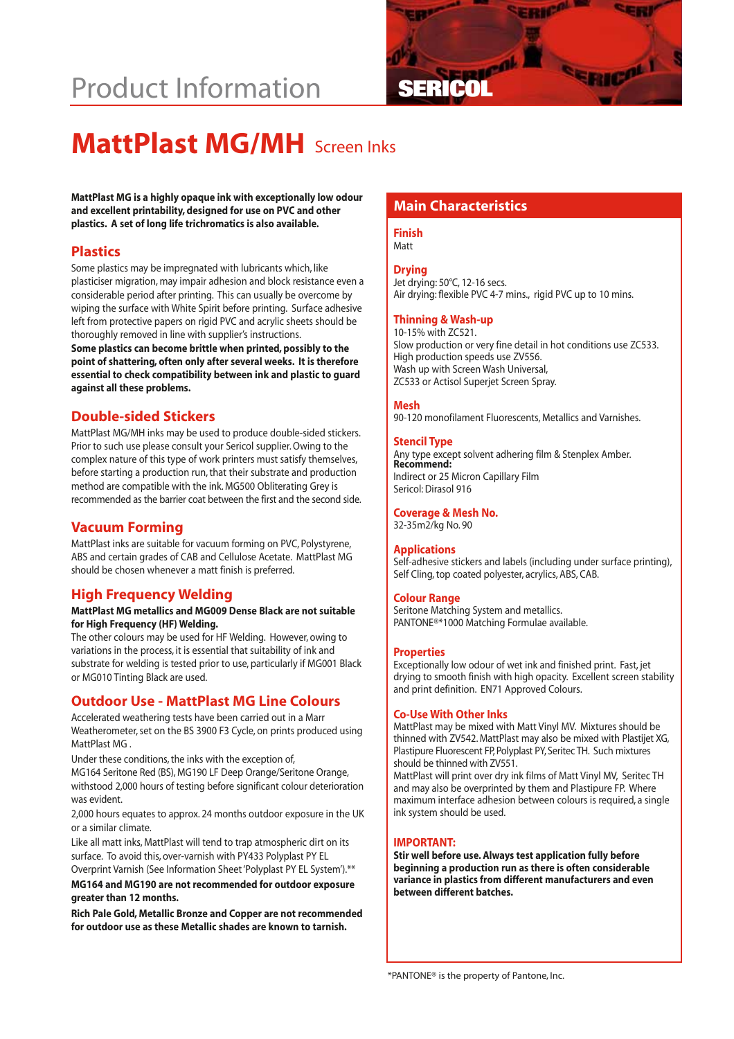Product Information

SERICOL

# MattPlast MG/MH Screen Inks

**MattPlast MG is a highly opaque ink with exceptionally low odour and excellent printability, designed for use on PVC and other plastics. A set of long life trichromatics is also available.**

## Plastics

Some plastics may be impregnated with lubricants which, like plasticiser migration, may impair adhesion and block resistance even a considerable period after printing. This can usually be overcome by wiping the surface with White Spirit before printing. Surface adhesive left from protective papers on rigid PVC and acrylic sheets should be thoroughly removed in line with supplier's instructions.

**Some plastics can become brittle when printed, possibly to the point of shattering, often only after several weeks. It is therefore essential to check compatibility between ink and plastic to guard against all these problems.**

## Double-sided Stickers

MattPlast MG/MH inks may be used to produce double-sided stickers. Prior to such use please consult your Sericol supplier. Owing to the complex nature of this type of work printers must satisfy themselves, before starting a production run, that their substrate and production method are compatible with the ink. MG500 Obliterating Grey is recommended as the barrier coat between the first and the second side.

## Vacuum Forming

MattPlast inks are suitable for vacuum forming on PVC, Polystyrene, ABS and certain grades of CAB and Cellulose Acetate. MattPlast MG should be chosen whenever a matt finish is preferred.

## High Frequency Welding

**MattPlast MG metallics and MG009 Dense Black are not suitable for High Frequency (HF) Welding.**

The other colours may be used for HF Welding. However, owing to variations in the process, it is essential that suitability of ink and substrate for welding is tested prior to use, particularly if MG001 Black or MG010 Tinting Black are used.

## Outdoor Use - MattPlast MG Line Colours

Accelerated weathering tests have been carried out in a Marr Weatherometer, set on the BS 3900 F3 Cycle, on prints produced using MattPlast MG .

Under these conditions, the inks with the exception of, MG164 Seritone Red (BS), MG190 LF Deep Orange/Seritone Orange, withstood 2,000 hours of testing before significant colour deterioration was evident.

2,000 hours equates to approx. 24 months outdoor exposure in the UK or a similar climate.

Like all matt inks, MattPlast will tend to trap atmospheric dirt on its surface. To avoid this, over-varnish with PY433 Polyplast PY EL Overprint Varnish (See Information Sheet 'Polyplast PY EL System').**

**MG164 and MG190 are not recommended for outdoor exposure greater than 12 months.**

**Rich Pale Gold, Metallic Bronze and Copper are not recommended for outdoor use as these Metallic shades are known to tarnish.**

## Main Characteristics

### Finish
Matt

### Drying
Jet drying: 50°C, 12-16 secs.
Air drying: flexible PVC 4-7 mins., rigid PVC up to 10 mins.

### Thinning & Wash-up
10-15% with ZC521.
Slow production or very fine detail in hot conditions use ZC533.
High production speeds use ZV556.
Wash up with Screen Wash Universal,
ZC533 or Actisol Superjet Screen Spray.

### Mesh
90-120 monofilament Fluorescents, Metallics and Varnishes.

### Stencil Type
Any type except solvent adhering film & Stenplex Amber.
**Recommend:**
Indirect or 25 Micron Capillary Film
Sericol: Dirasol 916

### Coverage & Mesh No.
32-35m2/kg No. 90

### Applications
Self-adhesive stickers and labels (including under surface printing), Self Cling, top coated polyester, acrylics, ABS, CAB.

### Colour Range
Seritone Matching System and metallics.
PANTONE®*1000 Matching Formulae available.

### Properties
Exceptionally low odour of wet ink and finished print. Fast, jet drying to smooth finish with high opacity. Excellent screen stability and print definition. EN71 Approved Colours.

### Co-Use With Other Inks
MattPlast may be mixed with Matt Vinyl MV. Mixtures should be thinned with ZV542. MattPlast may also be mixed with Plastijet XG, Plastipure Fluorescent FP, Polyplast PY, Seritec TH. Such mixtures should be thinned with ZV551.

MattPlast will print over dry ink films of Matt Vinyl MV, Seritec TH and may also be overprinted by them and Plastipure FP. Where maximum interface adhesion between colours is required, a single ink system should be used.

### IMPORTANT:
**Stir well before use. Always test application fully before beginning a production run as there is often considerable variance in plastics from different manufacturers and even between different batches.**

*PANTONE® is the property of Pantone, Inc.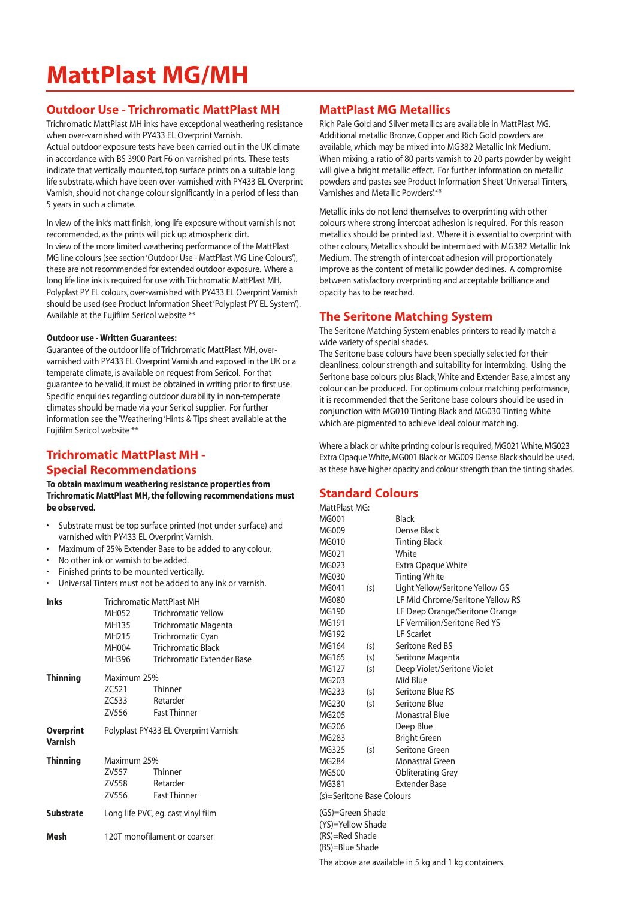# MattPlast MG/MH

## Outdoor Use - Trichromatic MattPlast MH

Trichromatic MattPlast MH inks have exceptional weathering resistance when over-varnished with PY433 EL Overprint Varnish.
Actual outdoor exposure tests have been carried out in the UK climate in accordance with BS 3900 Part F6 on varnished prints. These tests indicate that vertically mounted, top surface prints on a suitable long life substrate, which have been over-varnished with PY433 EL Overprint Varnish, should not change colour significantly in a period of less than 5 years in such a climate.

In view of the ink's matt finish, long life exposure without varnish is not recommended, as the prints will pick up atmospheric dirt.
In view of the more limited weathering performance of the MattPlast MG line colours (see section 'Outdoor Use - MattPlast MG Line Colours'), these are not recommended for extended outdoor exposure. Where a long life line ink is required for use with Trichromatic MattPlast MH, Polyplast PY EL colours, over-varnished with PY433 EL Overprint Varnish should be used (see Product Information Sheet 'Polyplast PY EL System'). Available at the Fujifilm Sericol website **

**Outdoor use - Written Guarantees:**
Guarantee of the outdoor life of Trichromatic MattPlast MH, over-varnished with PY433 EL Overprint Varnish and exposed in the UK or a temperate climate, is available on request from Sericol. For that guarantee to be valid, it must be obtained in writing prior to first use. Specific enquiries regarding outdoor durability in non-temperate climates should be made via your Sericol supplier. For further information see the 'Weathering 'Hints & Tips sheet available at the Fujifilm Sericol website **

## Trichromatic MattPlast MH - Special Recommendations

**To obtain maximum weathering resistance properties from Trichromatic MattPlast MH, the following recommendations must be observed.**

- Substrate must be top surface printed (not under surface) and varnished with PY433 EL Overprint Varnish.
- Maximum of 25% Extender Base to be added to any colour.
- No other ink or varnish to be added.
- Finished prints to be mounted vertically.
- Universal Tinters must not be added to any ink or varnish.

| | | |
|---|---|---|
| **Inks** | Trichromatic MattPlast MH | |
| | MH052 | Trichromatic Yellow |
| | MH135 | Trichromatic Magenta |
| | MH215 | Trichromatic Cyan |
| | MH004 | Trichromatic Black |
| | MH396 | Trichromatic Extender Base |
| **Thinning** | Maximum 25% | |
| | ZC521 | Thinner |
| | ZC533 | Retarder |
| | ZV556 | Fast Thinner |
| **Overprint Varnish** | Polyplast PY433 EL Overprint Varnish: | |
| **Thinning** | Maximum 25% | |
| | ZV557 | Thinner |
| | ZV558 | Retarder |
| | ZV556 | Fast Thinner |
| **Substrate** | Long life PVC, eg. cast vinyl film | |
| **Mesh** | 120T monofilament or coarser | |

## MattPlast MG Metallics

Rich Pale Gold and Silver metallics are available in MattPlast MG. Additional metallic Bronze, Copper and Rich Gold powders are available, which may be mixed into MG382 Metallic Ink Medium. When mixing, a ratio of 80 parts varnish to 20 parts powder by weight will give a bright metallic effect. For further information on metallic powders and pastes see Product Information Sheet 'Universal Tinters, Varnishes and Metallic Powders'.**

Metallic inks do not lend themselves to overprinting with other colours where strong intercoat adhesion is required. For this reason metallics should be printed last. Where it is essential to overprint with other colours, Metallics should be intermixed with MG382 Metallic Ink Medium. The strength of intercoat adhesion will proportionately improve as the content of metallic powder declines. A compromise between satisfactory overprinting and acceptable brilliance and opacity has to be reached.

## The Seritone Matching System

The Seritone Matching System enables printers to readily match a wide variety of special shades.
The Seritone base colours have been specially selected for their cleanliness, colour strength and suitability for intermixing. Using the Seritone base colours plus Black, White and Extender Base, almost any colour can be produced. For optimum colour matching performance, it is recommended that the Seritone base colours should be used in conjunction with MG010 Tinting Black and MG030 Tinting White which are pigmented to achieve ideal colour matching.

Where a black or white printing colour is required, MG021 White, MG023 Extra Opaque White, MG001 Black or MG009 Dense Black should be used, as these have higher opacity and colour strength than the tinting shades.

## Standard Colours

MattPlast MG:

| | | |
|---|---|---|
| MG001 | | Black |
| MG009 | | Dense Black |
| MG010 | | Tinting Black |
| MG021 | | White |
| MG023 | | Extra Opaque White |
| MG030 | | Tinting White |
| MG041 | (s) | Light Yellow/Seritone Yellow GS |
| MG080 | | LF Mid Chrome/Seritone Yellow RS |
| MG190 | | LF Deep Orange/Seritone Orange |
| MG191 | | LF Vermilion/Seritone Red YS |
| MG192 | | LF Scarlet |
| MG164 | (s) | Seritone Red BS |
| MG165 | (s) | Seritone Magenta |
| MG127 | (s) | Deep Violet/Seritone Violet |
| MG203 | | Mid Blue |
| MG233 | (s) | Seritone Blue RS |
| MG230 | (s) | Seritone Blue |
| MG205 | | Monastral Blue |
| MG206 | | Deep Blue |
| MG283 | | Bright Green |
| MG325 | (s) | Seritone Green |
| MG284 | | Monastral Green |
| MG500 | | Obliterating Grey |
| MG381 | | Extender Base |

(s)=Seritone Base Colours

(GS)=Green Shade
(YS)=Yellow Shade
(RS)=Red Shade
(BS)=Blue Shade

The above are available in 5 kg and 1 kg containers.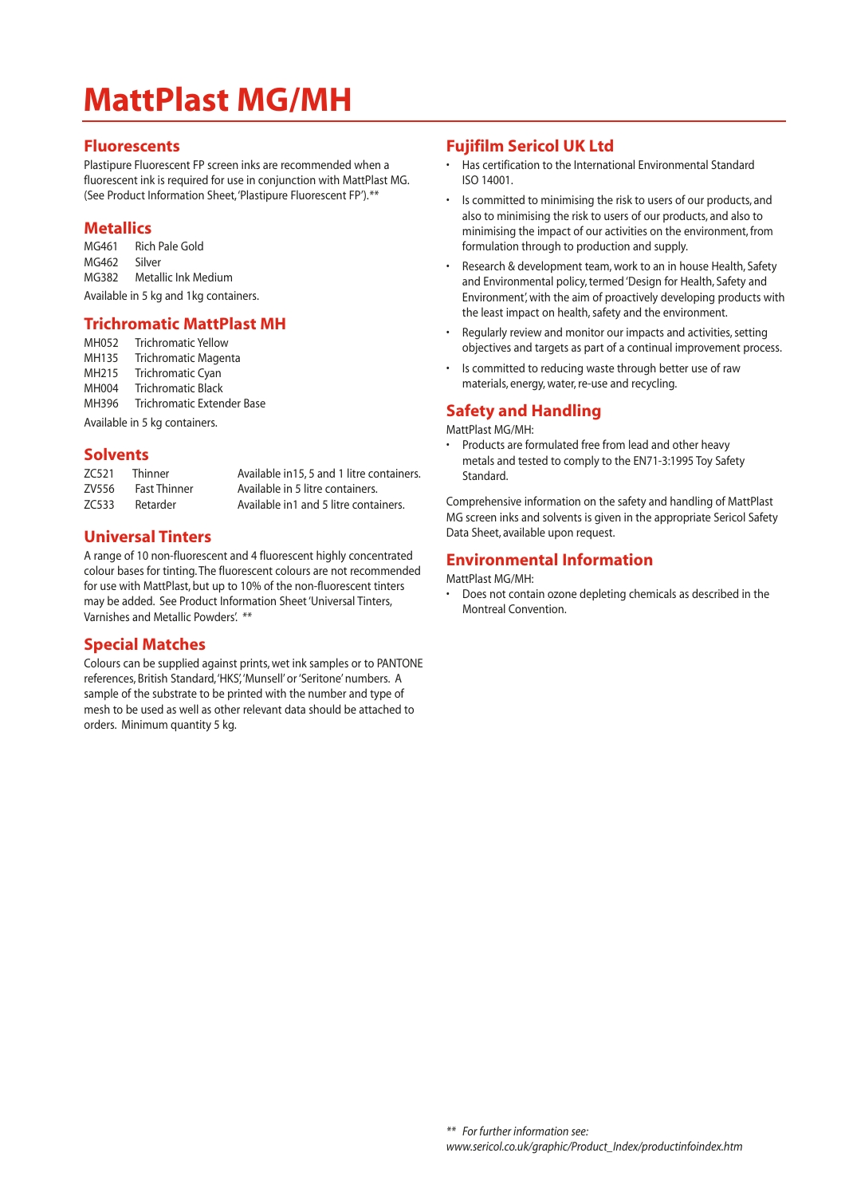# MattPlast MG/MH

## Fluorescents

Plastipure Fluorescent FP screen inks are recommended when a fluorescent ink is required for use in conjunction with MattPlast MG. (See Product Information Sheet,'Plastipure Fluorescent FP').**

## Metallics

| | |
|---|---|
| MG461 | Rich Pale Gold |
| MG462 | Silver |
| MG382 | Metallic Ink Medium |

Available in 5 kg and 1kg containers.

## Trichromatic MattPlast MH

| | |
|---|---|
| MH052 | Trichromatic Yellow |
| MH135 | Trichromatic Magenta |
| MH215 | Trichromatic Cyan |
| MH004 | Trichromatic Black |
| MH396 | Trichromatic Extender Base |

Available in 5 kg containers.

## Solvents

| | | |
|---|---|---|
| ZC521 | Thinner | Available in15, 5 and 1 litre containers. |
| ZV556 | Fast Thinner | Available in 5 litre containers. |
| ZC533 | Retarder | Available in1 and 5 litre containers. |

## Universal Tinters

A range of 10 non-fluorescent and 4 fluorescent highly concentrated colour bases for tinting. The fluorescent colours are not recommended for use with MattPlast, but up to 10% of the non-fluorescent tinters may be added. See Product Information Sheet 'Universal Tinters, Varnishes and Metallic Powders'. **

## Special Matches

Colours can be supplied against prints, wet ink samples or to PANTONE references, British Standard, 'HKS', 'Munsell' or 'Seritone' numbers. A sample of the substrate to be printed with the number and type of mesh to be used as well as other relevant data should be attached to orders. Minimum quantity 5 kg.

## Fujifilm Sericol UK Ltd

- Has certification to the International Environmental Standard ISO 14001.
- Is committed to minimising the risk to users of our products, and also to minimising the risk to users of our products, and also to minimising the impact of our activities on the environment, from formulation through to production and supply.
- Research & development team, work to an in house Health, Safety and Environmental policy, termed 'Design for Health, Safety and Environment', with the aim of proactively developing products with the least impact on health, safety and the environment.
- Regularly review and monitor our impacts and activities, setting objectives and targets as part of a continual improvement process.
- Is committed to reducing waste through better use of raw materials, energy, water, re-use and recycling.

## Safety and Handling

MattPlast MG/MH:

- Products are formulated free from lead and other heavy metals and tested to comply to the EN71-3:1995 Toy Safety Standard.

Comprehensive information on the safety and handling of MattPlast MG screen inks and solvents is given in the appropriate Sericol Safety Data Sheet, available upon request.

## Environmental Information

MattPlast MG/MH:

- Does not contain ozone depleting chemicals as described in the Montreal Convention.

*** For further information see: www.sericol.co.uk/graphic/Product_Index/productinfoindex.htm*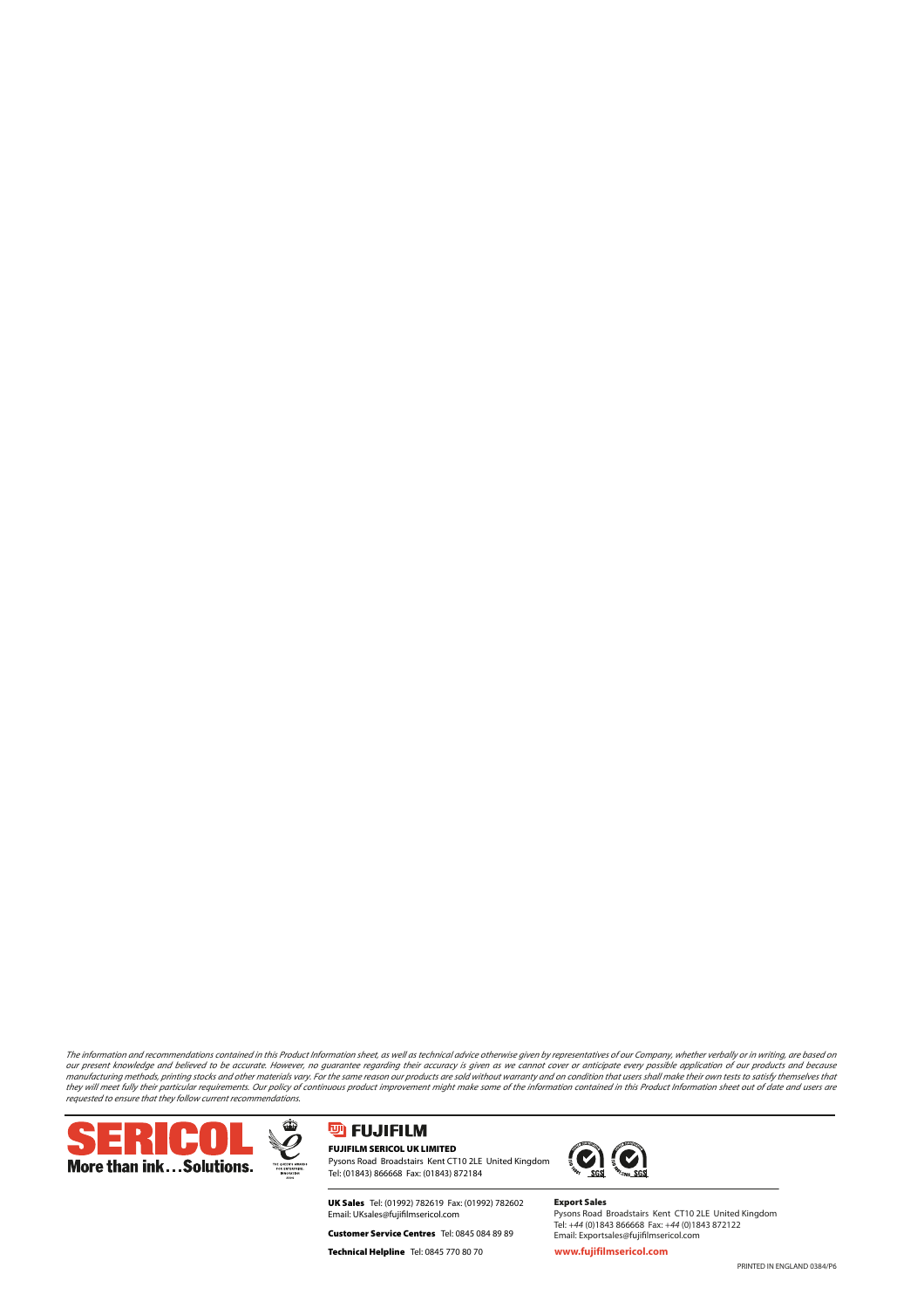*The information and recommendations contained in this Product Information sheet, as well as technical advice otherwise given by representatives of our Company, whether verbally or in writing, are based on our present knowledge and believed to be accurate. However, no guarantee regarding their accuracy is given as we cannot cover or anticipate every possible application of our products and because manufacturing methods, printing stocks and other materials vary. For the same reason our products are sold without warranty and on condition that users shall make their own tests to satisfy themselves that they will meet fully their particular requirements. Our policy of continuous product improvement might make some of the information contained in this Product Information sheet out of date and users are requested to ensure that they follow current recommendations.*

SERICOL
More than ink...Solutions.

FUJIFILM

**FUJIFILM SERICOL UK LIMITED**
Pysons Road Broadstairs Kent CT10 2LE United Kingdom
Tel: (01843) 866668 Fax: (01843) 872184

**UK Sales** Tel: (01992) 782619 Fax: (01992) 782602
Email: UKsales@fujifilmsericol.com

**Customer Service Centres** Tel: 0845 084 89 89

**Technical Helpline** Tel: 0845 770 80 70

**Export Sales**
Pysons Road Broadstairs Kent CT10 2LE United Kingdom
Tel: +44 (0)1843 866668 Fax: +44 (0)1843 872122
Email: Exportsales@fujifilmsericol.com

**www.fujifilmsericol.com**

PRINTED IN ENGLAND 0384/P6